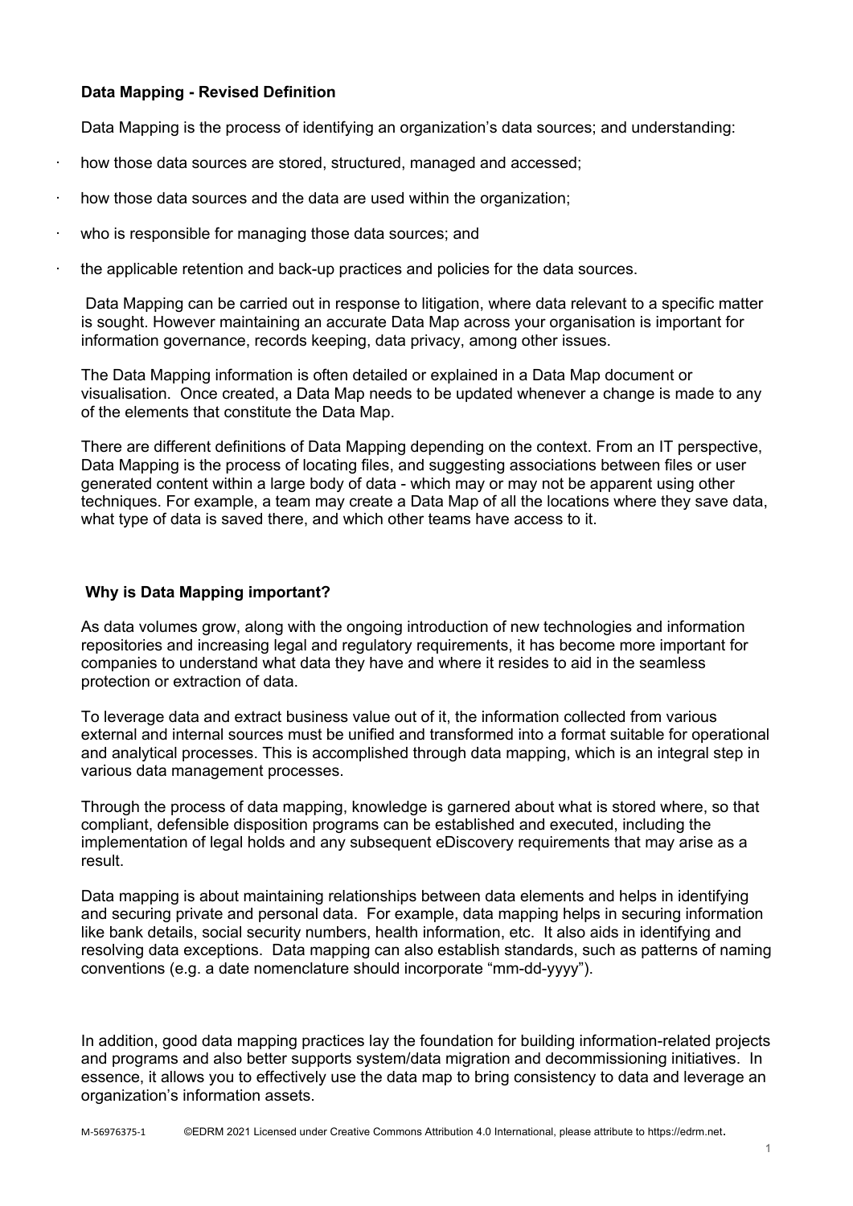**Data Mapping - Revised Definition**

Data Mapping is the process of identifying an organization's data sources; and understanding:

- how those data sources are stored, structured, managed and accessed;
- how those data sources and the data are used within the organization;
- who is responsible for managing those data sources; and
- the applicable retention and back-up practices and policies for the data sources.

Data Mapping can be carried out in response to litigation, where data relevant to a specific matter is sought. However maintaining an accurate Data Map across your organisation is important for information governance, records keeping, data privacy, among other issues.

The Data Mapping information is often detailed or explained in a Data Map document or visualisation. Once created, a Data Map needs to be updated whenever a change is made to any of the elements that constitute the Data Map.

There are different definitions of Data Mapping depending on the context. From an IT perspective, Data Mapping is the process of locating files, and suggesting associations between files or user generated content within a large body of data - which may or may not be apparent using other techniques. For example, a team may create a Data Map of all the locations where they save data, what type of data is saved there, and which other teams have access to it.

**Why is Data Mapping important?**

As data volumes grow, along with the ongoing introduction of new technologies and information repositories and increasing legal and regulatory requirements, it has become more important for companies to understand what data they have and where it resides to aid in the seamless protection or extraction of data.

To leverage data and extract business value out of it, the information collected from various external and internal sources must be unified and transformed into a format suitable for operational and analytical processes. This is accomplished through data mapping, which is an integral step in various data management processes.

Through the process of data mapping, knowledge is garnered about what is stored where, so that compliant, defensible disposition programs can be established and executed, including the implementation of legal holds and any subsequent eDiscovery requirements that may arise as a result.

Data mapping is about maintaining relationships between data elements and helps in identifying and securing private and personal data. For example, data mapping helps in securing information like bank details, social security numbers, health information, etc. It also aids in identifying and resolving data exceptions. Data mapping can also establish standards, such as patterns of naming conventions (e.g. a date nomenclature should incorporate "mm-dd-yyyy").

In addition, good data mapping practices lay the foundation for building information-related projects and programs and also better supports system/data migration and decommissioning initiatives. In essence, it allows you to effectively use the data map to bring consistency to data and leverage an organization's information assets.

M-56976375-1 ©EDRM 2021 Licensed under Creative Commons Attribution 4.0 International, please attribute to https://edrm.net.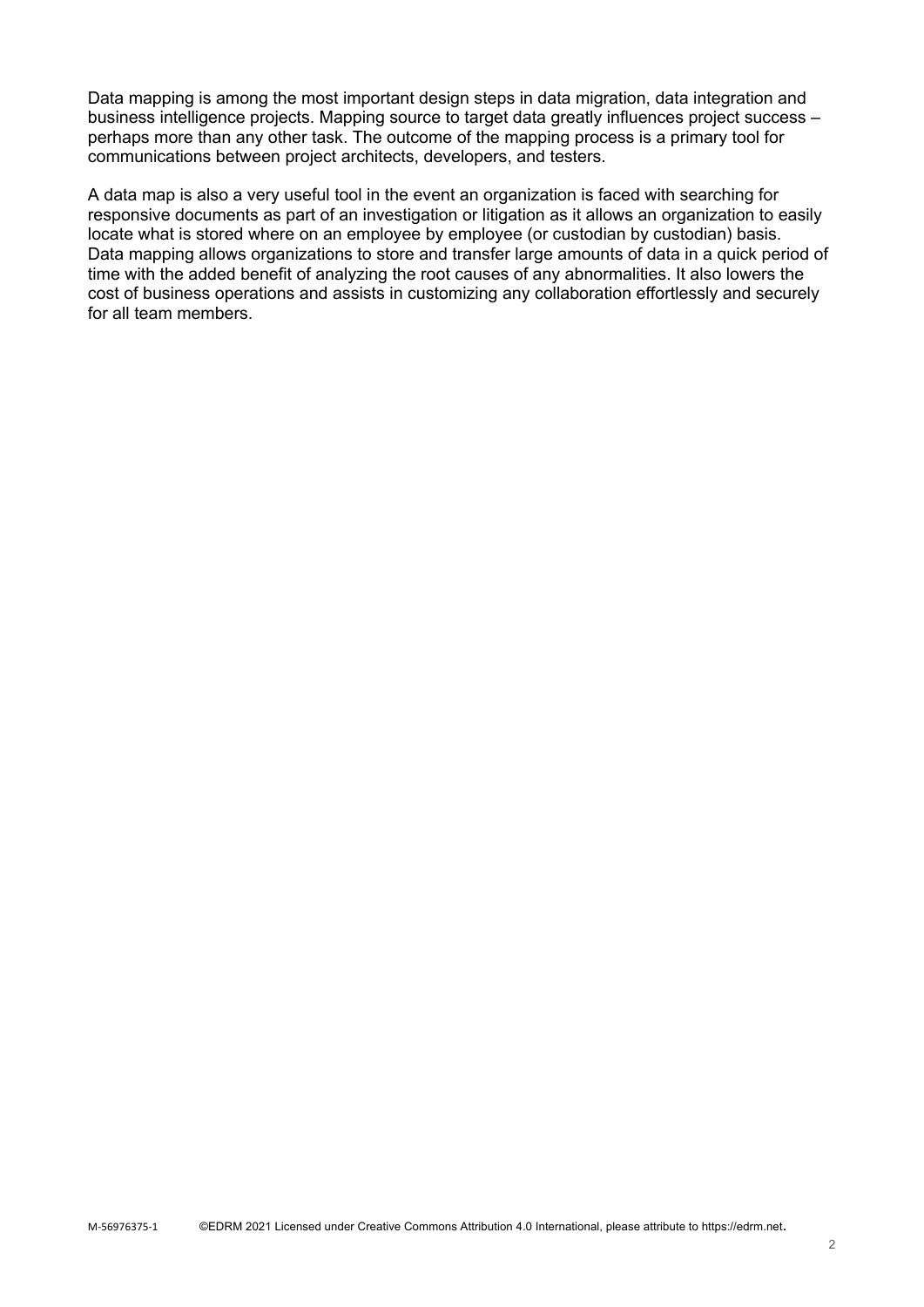Data mapping is among the most important design steps in data migration, data integration and business intelligence projects. Mapping source to target data greatly influences project success – perhaps more than any other task. The outcome of the mapping process is a primary tool for communications between project architects, developers, and testers.

A data map is also a very useful tool in the event an organization is faced with searching for responsive documents as part of an investigation or litigation as it allows an organization to easily locate what is stored where on an employee by employee (or custodian by custodian) basis. Data mapping allows organizations to store and transfer large amounts of data in a quick period of time with the added benefit of analyzing the root causes of any abnormalities. It also lowers the cost of business operations and assists in customizing any collaboration effortlessly and securely for all team members.